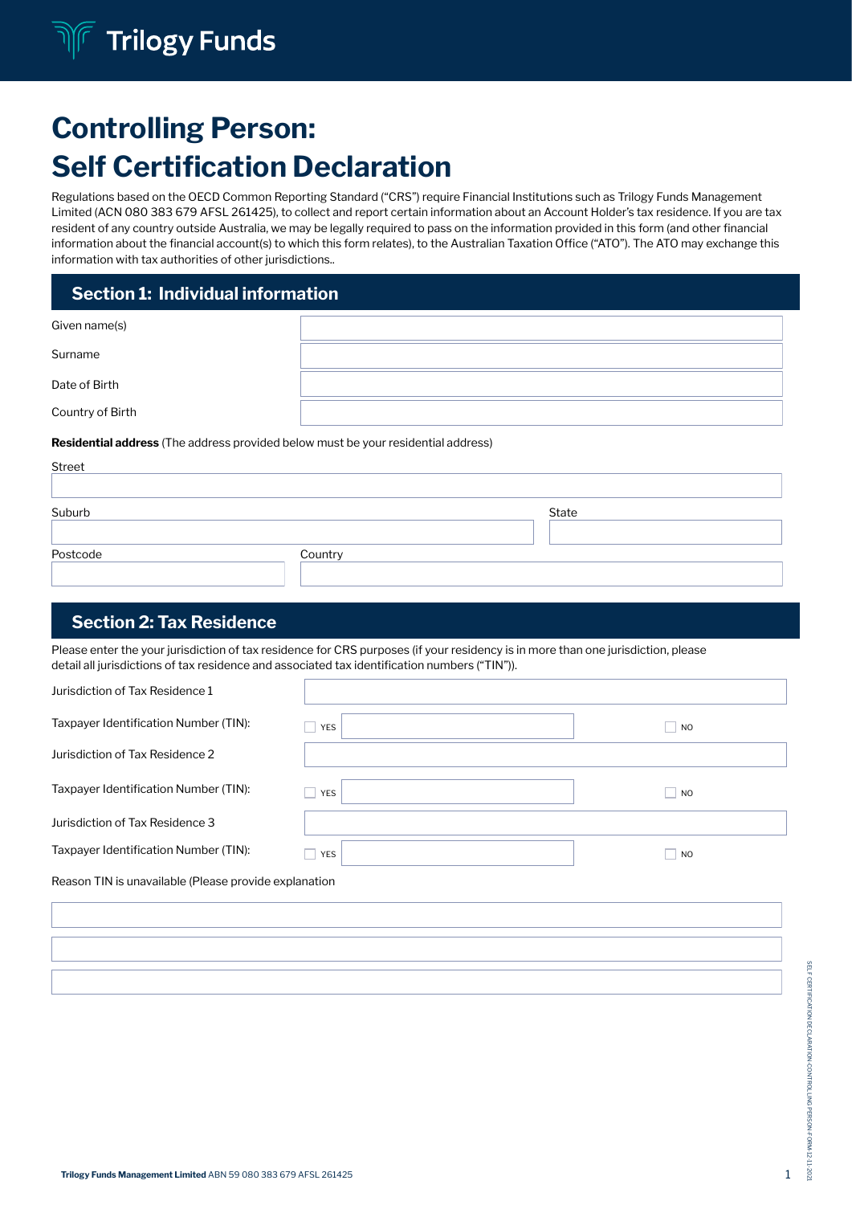# Controlling Person: Self Certification Declaration

Regulations based on the OECD Common Reporting Standard ("CRS") require Financial Institutions such as Trilogy Funds Management Limited (ACN 080 383 679 AFSL 261425), to collect and report certain information about an Account Holder's tax residence. If you are tax resident of any country outside Australia, we may be legally required to pass on the information provided in this form (and other financial information about the financial account(s) to which this form relates), to the Australian Taxation Office ("ATO"). The ATO may exchange this information with tax authorities of other jurisdictions..

## Section 1: Individual information

Given name(s)

Surname

Date of Birth

Country of Birth

**Residential address** (The address provided below must be your residential address)

Street

Suburb

State

Postcode

Country

## Section 2: Tax Residence

Please enter the your jurisdiction of tax residence for CRS purposes (if your residency is in more than one jurisdiction, please detail all jurisdictions of tax residence and associated tax identification numbers ("TIN")).

Jurisdiction of Tax Residence 1

Taxpayer Identification Number (TIN): ☐ YES ☐ NO

Jurisdiction of Tax Residence 2

Taxpayer Identification Number (TIN): ☐ YES ☐ NO

Jurisdiction of Tax Residence 3

Taxpayer Identification Number (TIN): ☐ YES ☐ NO

Reason TIN is unavailable (Please provide explanation

**Trilogy Funds Management Limited** ABN 59 080 383 679 AFSL 261425

SELF CERTIFICATION DECLARATION-CONTROLLING PERSON-FORM 12-11-2021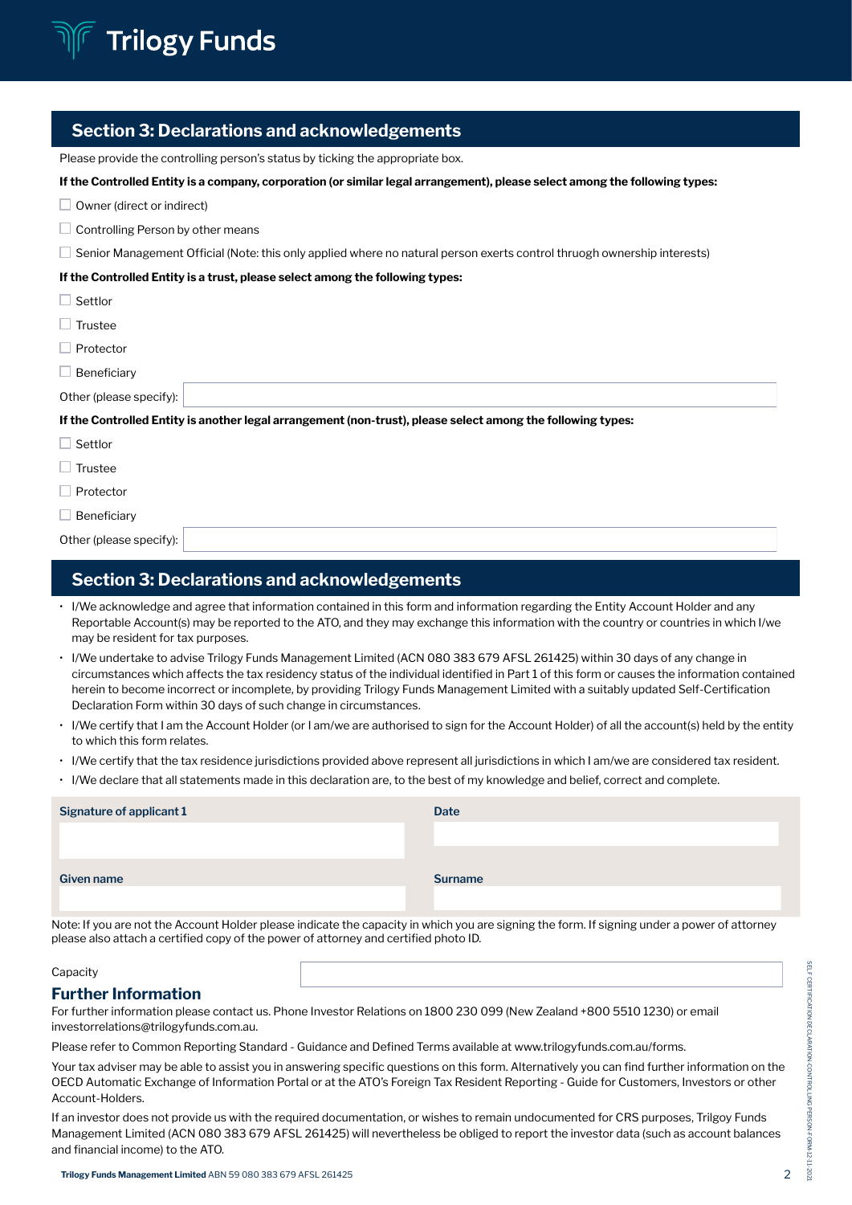## Section 3: Declarations and acknowledgements

Please provide the controlling person's status by ticking the appropriate box.

**If the Controlled Entity is a company, corporation (or similar legal arrangement), please select among the following types:**

☐ Owner (direct or indirect)

☐ Controlling Person by other means

☐ Senior Management Official (Note: this only applied where no natural person exerts control thruogh ownership interests)

**If the Controlled Entity is a trust, please select among the following types:**

☐ Settlor

☐ Trustee

☐ Protector

☐ Beneficiary

Other (please specify):

**If the Controlled Entity is another legal arrangement (non-trust), please select among the following types:**

☐ Settlor

☐ Trustee

☐ Protector

☐ Beneficiary

Other (please specify):

## Section 3: Declarations and acknowledgements

- I/We acknowledge and agree that information contained in this form and information regarding the Entity Account Holder and any Reportable Account(s) may be reported to the ATO, and they may exchange this information with the country or countries in which I/we may be resident for tax purposes.
- I/We undertake to advise Trilogy Funds Management Limited (ACN 080 383 679 AFSL 261425) within 30 days of any change in circumstances which affects the tax residency status of the individual identified in Part 1 of this form or causes the information contained herein to become incorrect or incomplete, by providing Trilogy Funds Management Limited with a suitably updated Self-Certification Declaration Form within 30 days of such change in circumstances.
- I/We certify that I am the Account Holder (or I am/we are authorised to sign for the Account Holder) of all the account(s) held by the entity to which this form relates.
- I/We certify that the tax residence jurisdictions provided above represent all jurisdictions in which I am/we are considered tax resident.
- I/We declare that all statements made in this declaration are, to the best of my knowledge and belief, correct and complete.

| | |
|---|---|
| **Signature of applicant 1** | **Date** |
| | |
| **Given name** | **Surname** |
| | |

Note: If you are not the Account Holder please indicate the capacity in which you are signing the form. If signing under a power of attorney please also attach a certified copy of the power of attorney and certified photo ID.

Capacity

## Further Information

For further information please contact us. Phone Investor Relations on 1800 230 099 (New Zealand +800 5510 1230) or email investorrelations@trilogyfunds.com.au.

Please refer to Common Reporting Standard - Guidance and Defined Terms available at www.trilogyfunds.com.au/forms.

Your tax adviser may be able to assist you in answering specific questions on this form. Alternatively you can find further information on the OECD Automatic Exchange of Information Portal or at the ATO's Foreign Tax Resident Reporting - Guide for Customers, Investors or other Account-Holders.

If an investor does not provide us with the required documentation, or wishes to remain undocumented for CRS purposes, Trilgoy Funds Management Limited (ACN 080 383 679 AFSL 261425) will nevertheless be obliged to report the investor data (such as account balances and financial income) to the ATO.